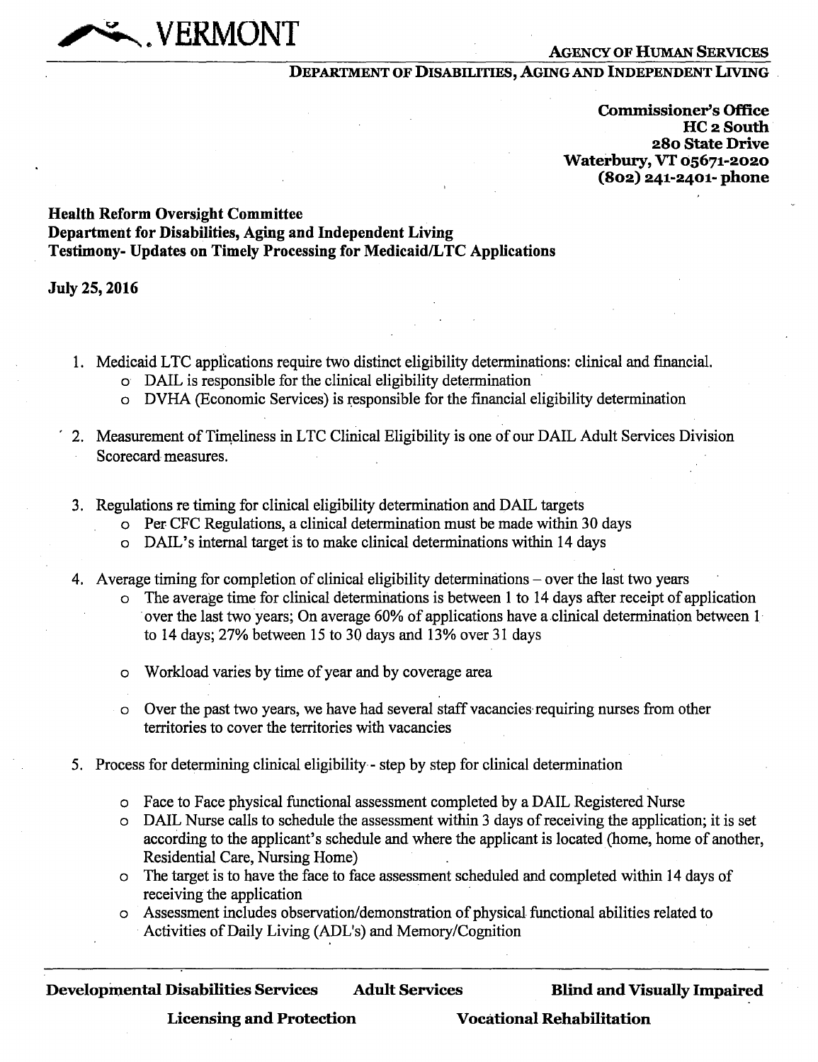VERMONT

**AGENCY OF HUMAN SERVICES**

**DEPARTMENT OF DISABILITIES, AGING AND INDEPENDENT LIVING**

**Commissioner's Office**
**HC 2 South**
**280 State Drive**
**Waterbury, VT 05671-2020**
**(802) 241-2401- phone**

**Health Reform Oversight Committee**
**Department for Disabilities, Aging and Independent Living**
**Testimony- Updates on Timely Processing for Medicaid/LTC Applications**

**July 25, 2016**

1. Medicaid LTC applications require two distinct eligibility determinations: clinical and financial.
   - DAIL is responsible for the clinical eligibility determination
   - DVHA (Economic Services) is responsible for the financial eligibility determination

2. Measurement of Timeliness in LTC Clinical Eligibility is one of our DAIL Adult Services Division Scorecard measures.

3. Regulations re timing for clinical eligibility determination and DAIL targets
   - Per CFC Regulations, a clinical determination must be made within 30 days
   - DAIL's internal target is to make clinical determinations within 14 days

4. Average timing for completion of clinical eligibility determinations – over the last two years
   - The average time for clinical determinations is between 1 to 14 days after receipt of application over the last two years; On average 60% of applications have a clinical determination between 1 to 14 days; 27% between 15 to 30 days and 13% over 31 days
   - Workload varies by time of year and by coverage area
   - Over the past two years, we have had several staff vacancies requiring nurses from other territories to cover the territories with vacancies

5. Process for determining clinical eligibility - step by step for clinical determination
   - Face to Face physical functional assessment completed by a DAIL Registered Nurse
   - DAIL Nurse calls to schedule the assessment within 3 days of receiving the application; it is set according to the applicant's schedule and where the applicant is located (home, home of another, Residential Care, Nursing Home)
   - The target is to have the face to face assessment scheduled and completed within 14 days of receiving the application
   - Assessment includes observation/demonstration of physical functional abilities related to Activities of Daily Living (ADL's) and Memory/Cognition

**Developmental Disabilities Services** **Adult Services** **Blind and Visually Impaired**

**Licensing and Protection** **Vocational Rehabilitation**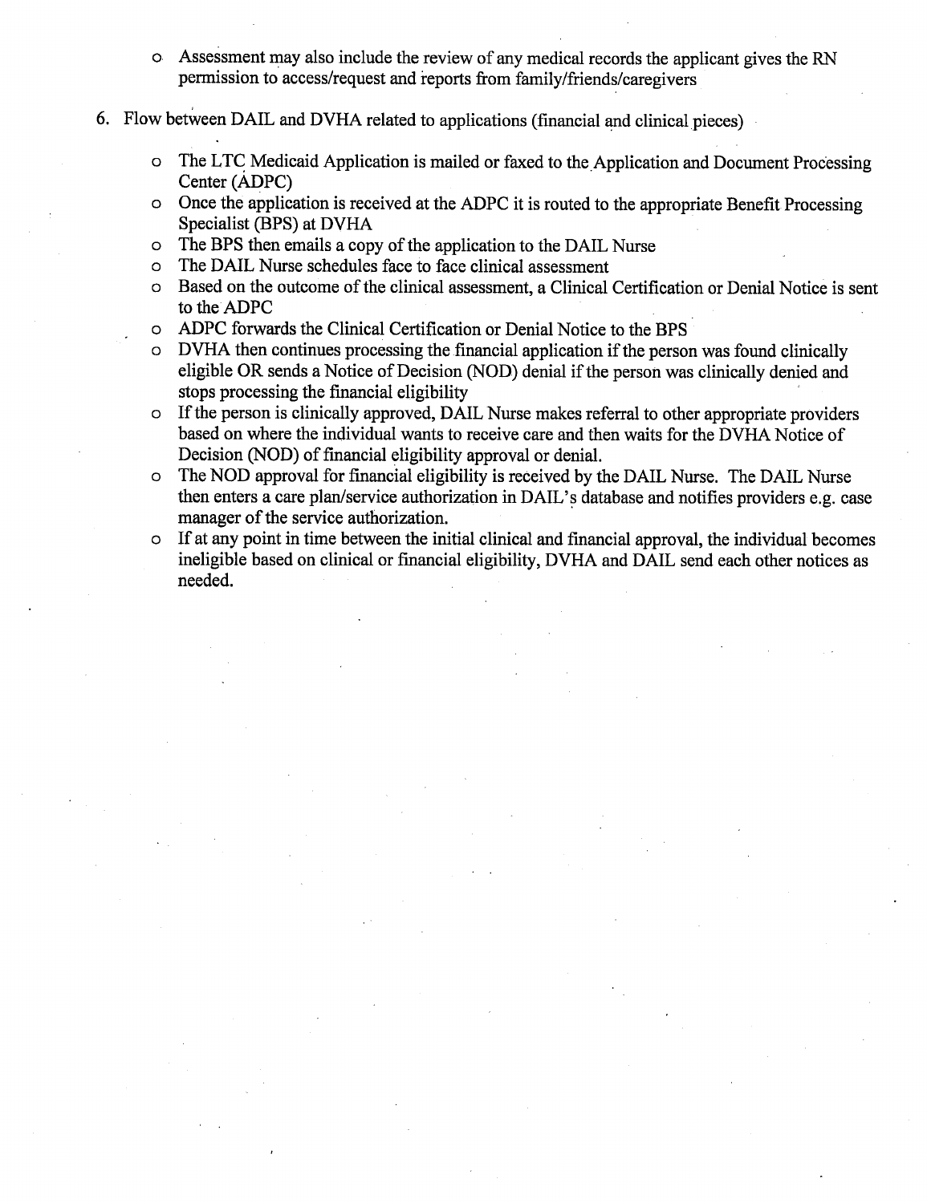- Assessment may also include the review of any medical records the applicant gives the RN permission to access/request and reports from family/friends/caregivers

6. Flow between DAIL and DVHA related to applications (financial and clinical pieces)

   - The LTC Medicaid Application is mailed or faxed to the Application and Document Processing Center (ADPC)
   - Once the application is received at the ADPC it is routed to the appropriate Benefit Processing Specialist (BPS) at DVHA
   - The BPS then emails a copy of the application to the DAIL Nurse
   - The DAIL Nurse schedules face to face clinical assessment
   - Based on the outcome of the clinical assessment, a Clinical Certification or Denial Notice is sent to the ADPC
   - ADPC forwards the Clinical Certification or Denial Notice to the BPS
   - DVHA then continues processing the financial application if the person was found clinically eligible OR sends a Notice of Decision (NOD) denial if the person was clinically denied and stops processing the financial eligibility
   - If the person is clinically approved, DAIL Nurse makes referral to other appropriate providers based on where the individual wants to receive care and then waits for the DVHA Notice of Decision (NOD) of financial eligibility approval or denial.
   - The NOD approval for financial eligibility is received by the DAIL Nurse. The DAIL Nurse then enters a care plan/service authorization in DAIL's database and notifies providers e.g. case manager of the service authorization.
   - If at any point in time between the initial clinical and financial approval, the individual becomes ineligible based on clinical or financial eligibility, DVHA and DAIL send each other notices as needed.